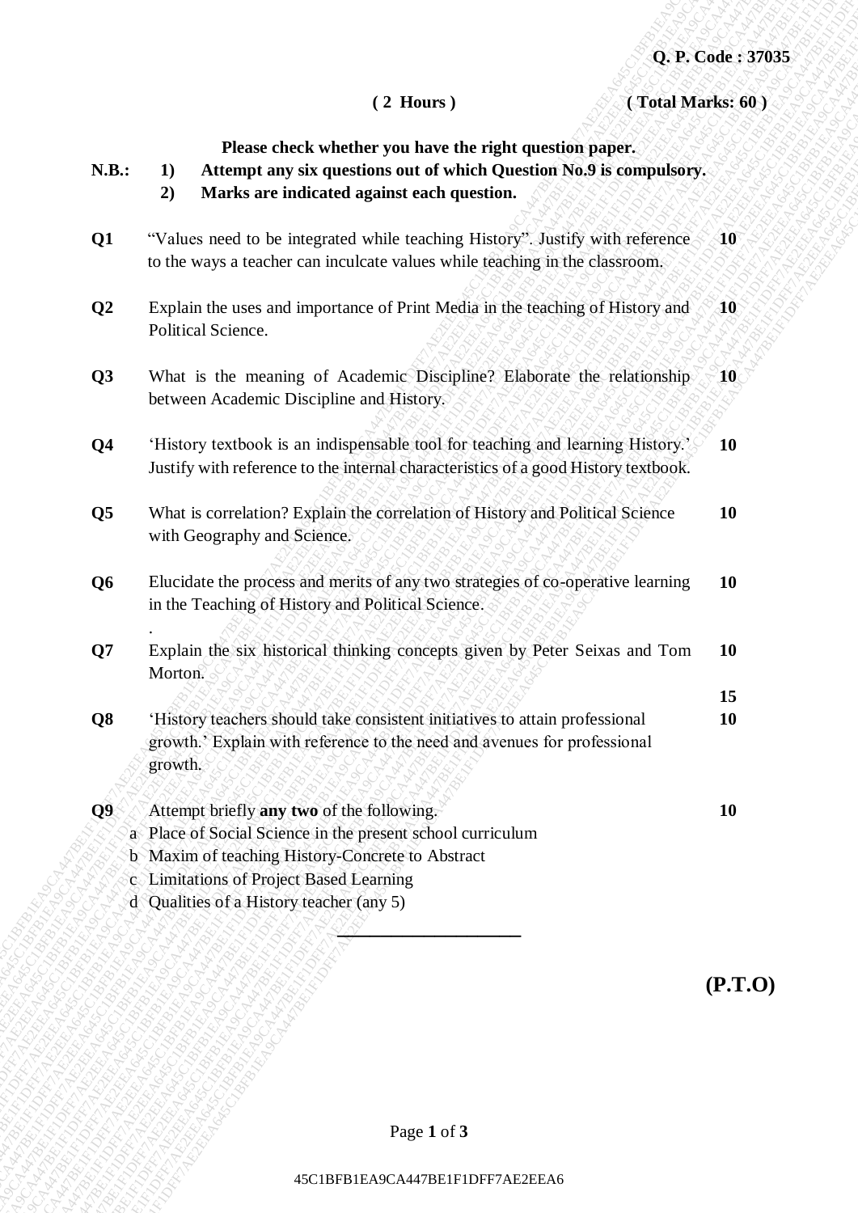**Q. P. Code : 37035**

**( 2 Hours )** **( Total Marks: 60 )**

**Please check whether you have the right question paper.**

**N.B.:**
1) **Attempt any six questions out of which Question No.9 is compulsory.**
2) **Marks are indicated against each question.**

| | | |
|---|---|---|
| **Q1** | "Values need to be integrated while teaching History". Justify with reference to the ways a teacher can inculcate values while teaching in the classroom. | **10** |
| **Q2** | Explain the uses and importance of Print Media in the teaching of History and Political Science. | **10** |
| **Q3** | What is the meaning of Academic Discipline? Elaborate the relationship between Academic Discipline and History. | **10** |
| **Q4** | 'History textbook is an indispensable tool for teaching and learning History.' Justify with reference to the internal characteristics of a good History textbook. | **10** |
| **Q5** | What is correlation? Explain the correlation of History and Political Science with Geography and Science. | **10** |
| **Q6** | Elucidate the process and merits of any two strategies of co-operative learning in the Teaching of History and Political Science. | **10** |
| **Q7** | Explain the six historical thinking concepts given by Peter Seixas and Tom Morton. | **10** |
| | | **15** |
| **Q8** | 'History teachers should take consistent initiatives to attain professional growth.' Explain with reference to the need and avenues for professional growth. | **10** |
| **Q9** | Attempt briefly **any two** of the following. | **10** |

a. Place of Social Science in the present school curriculum
b. Maxim of teaching History-Concrete to Abstract
c. Limitations of Project Based Learning
d. Qualities of a History teacher (any 5)

---

**(P.T.O)**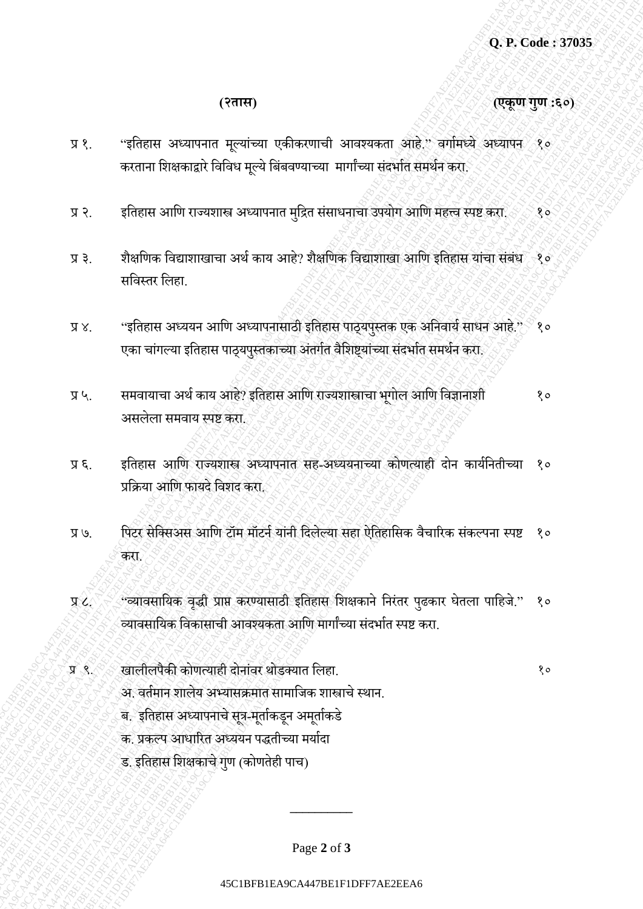**(२तास)** **(एकूण गुण :६०)**

प्र १. "इतिहास अध्यापनात मूल्यांच्या एकीकरणाची आवश्यकता आहे." वर्गामध्ये अध्यापन करताना शिक्षकाद्वारे विविध मूल्ये बिंबवण्याच्या मार्गांच्या संदर्भात समर्थन करा. १०

प्र २. इतिहास आणि राज्यशास्त्र अध्यापनात मुद्रित संसाधनाचा उपयोग आणि महत्त्व स्पष्ट करा. १०

प्र ३. शैक्षणिक विद्याशाखाचा अर्थ काय आहे? शैक्षणिक विद्याशाखा आणि इतिहास यांचा संबंध सविस्तर लिहा. १०

प्र ४. "इतिहास अध्ययन आणि अध्यापनासाठी इतिहास पाठ्यपुस्तक एक अनिवार्य साधन आहे." एका चांगल्या इतिहास पाठ्यपुस्तकाच्या अंतर्गत वैशिष्ट्यांच्या संदर्भात समर्थन करा. १०

प्र ५. समवायाचा अर्थ काय आहे? इतिहास आणि राज्यशास्त्राचा भूगोल आणि विज्ञानाशी असलेला समवाय स्पष्ट करा. १०

प्र ६. इतिहास आणि राज्यशास्त्र अध्यापनात सह-अध्ययनाच्या कोणत्याही दोन कार्यनितीच्या प्रक्रिया आणि फायदे विशद करा. १०

प्र ७. पिटर सेक्सिअस आणि टॉम मॉर्टन यांनी दिलेल्या सहा ऐतिहासिक वैचारिक संकल्पना स्पष्ट करा. १०

प्र ८. "व्यावसायिक वृद्धी प्राप्त करण्यासाठी इतिहास शिक्षकाने निरंतर पुढकार घेतला पाहिजे." व्यावसायिक विकासाची आवश्यकता आणि मार्गांच्या संदर्भात स्पष्ट करा. १०

प्र ९. खालीलपैकी कोणत्याही दोनांवर थोडक्यात लिहा. १०

अ. वर्तमान शालेय अभ्यासक्रमात सामाजिक शास्त्राचे स्थान.

ब. इतिहास अध्यापनाचे सूत्र-मूर्ताकडून अमूर्ताकडे

क. प्रकल्प आधारित अध्ययन पद्धतीच्या मर्यादा

ड. इतिहास शिक्षकाचे गुण (कोणतेही पाच)

__________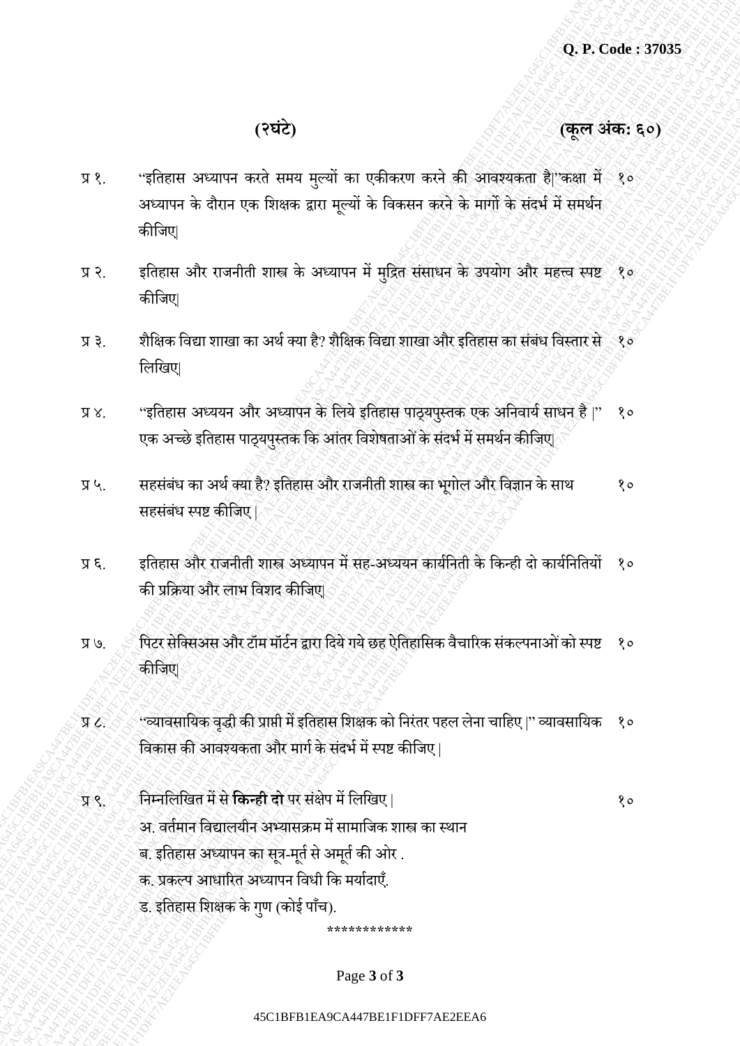**Q. P. Code : 37035**

**(२घंटे)** **(कूल अंक: ६०)**

प्र १. "इतिहास अध्यापन करते समय मुल्यों का एकीकरण करने की आवश्यकता है|"कक्षा में अध्यापन के दौरान एक शिक्षक द्वारा मूल्यों के विकसन करने के मार्गो के संदर्भ में समर्थन कीजिए| १०

प्र २. इतिहास और राजनीती शास्त्र के अध्यापन में मुद्रित संसाधन के उपयोग और महत्त्व स्पष्ट कीजिए| १०

प्र ३. शैक्षिक विद्या शाखा का अर्थ क्या है? शैक्षिक विद्या शाखा और इतिहास का संबंध विस्तार से लिखिए| १०

प्र ४. "इतिहास अध्ययन और अध्यापन के लिये इतिहास पाठ्यपुस्तक एक अनिवार्य साधन है |" एक अच्छे इतिहास पाठ्यपुस्तक कि आंतर विशेषताओं के संदर्भ में समर्थन कीजिए| १०

प्र ५. सहसंबंध का अर्थ क्या है? इतिहास और राजनीती शास्त्र का भूगोल और विज्ञान के साथ सहसंबंध स्पष्ट कीजिए | १०

प्र ६. इतिहास और राजनीती शास्त्र अध्यापन में सह-अध्ययन कार्यनिती के किन्ही दो कार्यनितियों की प्रक्रिया और लाभ विशद कीजिए| १०

प्र ७. पिटर सेक्सिअस और टॉम मॉर्टन द्वारा दिये गये छह ऐतिहासिक वैचारिक संकल्पनाओं को स्पष्ट कीजिए| १०

प्र ८. "व्यावसायिक वृद्धी की प्राप्ती में इतिहास शिक्षक को निरंतर पहल लेना चाहिए |" व्यावसायिक विकास की आवश्यकता और मार्ग के संदर्भ में स्पष्ट कीजिए | १०

प्र ९. निम्नलिखित में से **किन्ही दो** पर संक्षेप में लिखिए | १०

अ. वर्तमान विद्यालयीन अभ्यासक्रम में सामाजिक शास्त्र का स्थान

ब. इतिहास अध्यापन का सूत्र-मूर्त से अमूर्त की ओर .

क. प्रकल्प आधारित अध्यापन विधी कि मर्यादाएँ.

ड. इतिहास शिक्षक के गुण (कोई पाँच).

************